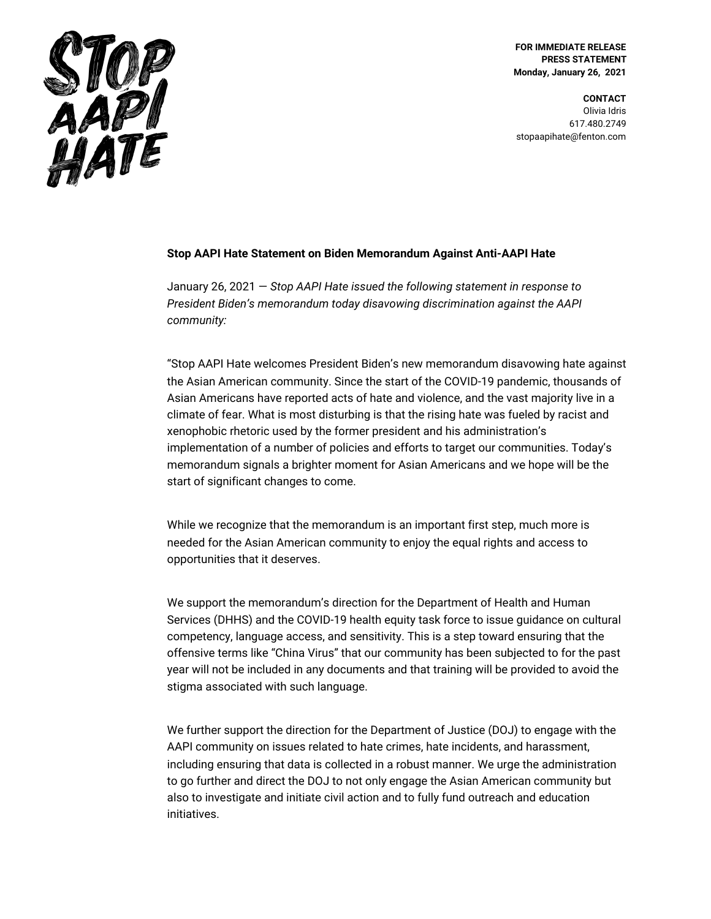STOP AAPI HATE

**FOR IMMEDIATE RELEASE**
**PRESS STATEMENT**
**Monday, January 26, 2021**

**CONTACT**
Olivia Idris
617.480.2749
stopaapihate@fenton.com

**Stop AAPI Hate Statement on Biden Memorandum Against Anti-AAPI Hate**

January 26, 2021 — *Stop AAPI Hate issued the following statement in response to President Biden's memorandum today disavowing discrimination against the AAPI community:*

"Stop AAPI Hate welcomes President Biden's new memorandum disavowing hate against the Asian American community. Since the start of the COVID-19 pandemic, thousands of Asian Americans have reported acts of hate and violence, and the vast majority live in a climate of fear. What is most disturbing is that the rising hate was fueled by racist and xenophobic rhetoric used by the former president and his administration's implementation of a number of policies and efforts to target our communities. Today's memorandum signals a brighter moment for Asian Americans and we hope will be the start of significant changes to come.

While we recognize that the memorandum is an important first step, much more is needed for the Asian American community to enjoy the equal rights and access to opportunities that it deserves.

We support the memorandum's direction for the Department of Health and Human Services (DHHS) and the COVID-19 health equity task force to issue guidance on cultural competency, language access, and sensitivity. This is a step toward ensuring that the offensive terms like "China Virus" that our community has been subjected to for the past year will not be included in any documents and that training will be provided to avoid the stigma associated with such language.

We further support the direction for the Department of Justice (DOJ) to engage with the AAPI community on issues related to hate crimes, hate incidents, and harassment, including ensuring that data is collected in a robust manner. We urge the administration to go further and direct the DOJ to not only engage the Asian American community but also to investigate and initiate civil action and to fully fund outreach and education initiatives.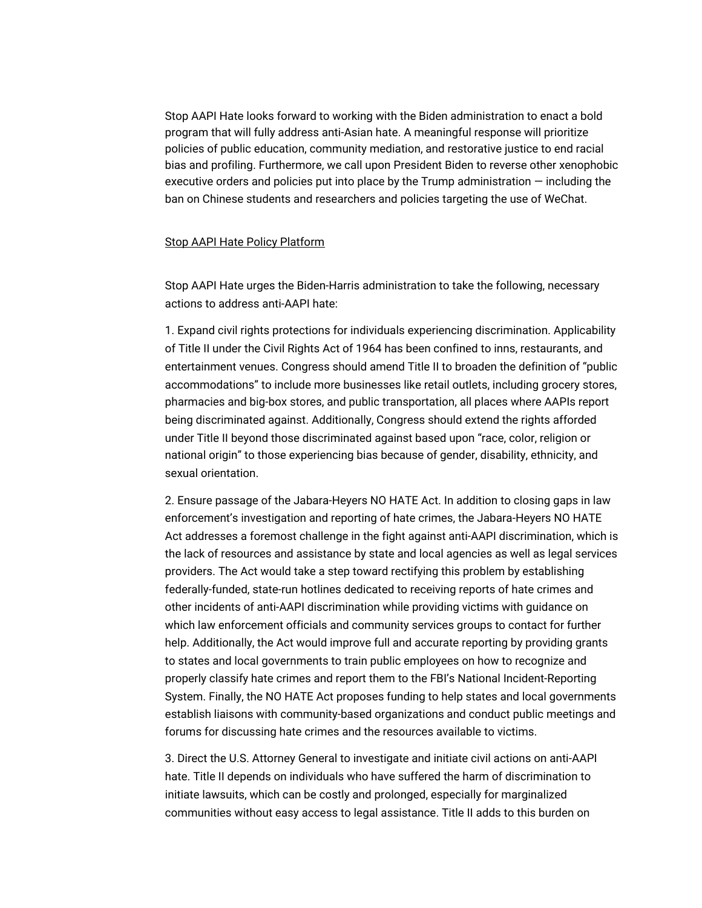Stop AAPI Hate looks forward to working with the Biden administration to enact a bold program that will fully address anti-Asian hate. A meaningful response will prioritize policies of public education, community mediation, and restorative justice to end racial bias and profiling. Furthermore, we call upon President Biden to reverse other xenophobic executive orders and policies put into place by the Trump administration — including the ban on Chinese students and researchers and policies targeting the use of WeChat.

Stop AAPI Hate Policy Platform

Stop AAPI Hate urges the Biden-Harris administration to take the following, necessary actions to address anti-AAPI hate:

1. Expand civil rights protections for individuals experiencing discrimination. Applicability of Title II under the Civil Rights Act of 1964 has been confined to inns, restaurants, and entertainment venues. Congress should amend Title II to broaden the definition of "public accommodations" to include more businesses like retail outlets, including grocery stores, pharmacies and big-box stores, and public transportation, all places where AAPIs report being discriminated against. Additionally, Congress should extend the rights afforded under Title II beyond those discriminated against based upon "race, color, religion or national origin" to those experiencing bias because of gender, disability, ethnicity, and sexual orientation.

2. Ensure passage of the Jabara-Heyers NO HATE Act. In addition to closing gaps in law enforcement's investigation and reporting of hate crimes, the Jabara-Heyers NO HATE Act addresses a foremost challenge in the fight against anti-AAPI discrimination, which is the lack of resources and assistance by state and local agencies as well as legal services providers. The Act would take a step toward rectifying this problem by establishing federally-funded, state-run hotlines dedicated to receiving reports of hate crimes and other incidents of anti-AAPI discrimination while providing victims with guidance on which law enforcement officials and community services groups to contact for further help. Additionally, the Act would improve full and accurate reporting by providing grants to states and local governments to train public employees on how to recognize and properly classify hate crimes and report them to the FBI's National Incident-Reporting System. Finally, the NO HATE Act proposes funding to help states and local governments establish liaisons with community-based organizations and conduct public meetings and forums for discussing hate crimes and the resources available to victims.

3. Direct the U.S. Attorney General to investigate and initiate civil actions on anti-AAPI hate. Title II depends on individuals who have suffered the harm of discrimination to initiate lawsuits, which can be costly and prolonged, especially for marginalized communities without easy access to legal assistance. Title II adds to this burden on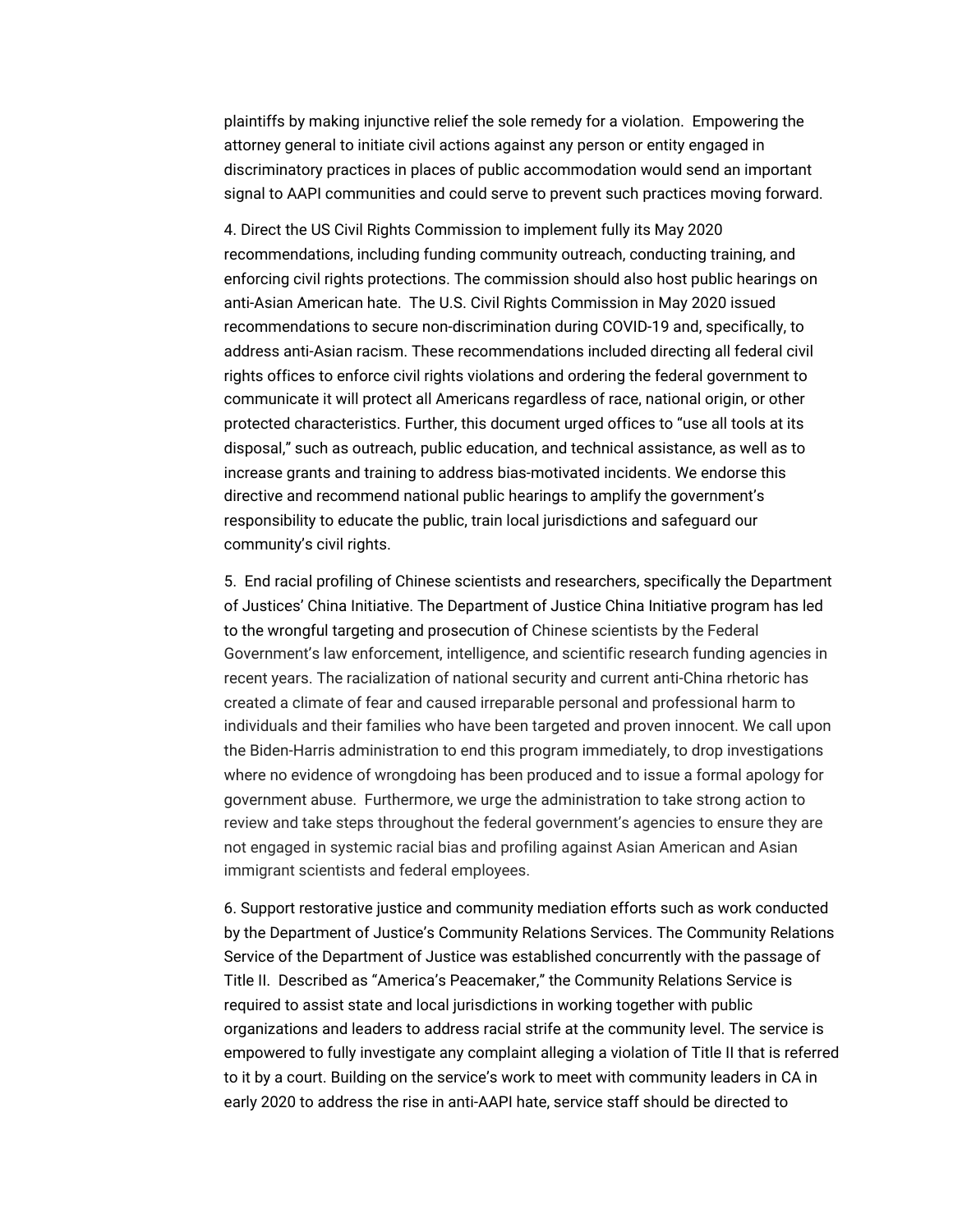plaintiffs by making injunctive relief the sole remedy for a violation.  Empowering the attorney general to initiate civil actions against any person or entity engaged in discriminatory practices in places of public accommodation would send an important signal to AAPI communities and could serve to prevent such practices moving forward.

4. Direct the US Civil Rights Commission to implement fully its May 2020 recommendations, including funding community outreach, conducting training, and enforcing civil rights protections. The commission should also host public hearings on anti-Asian American hate.  The U.S. Civil Rights Commission in May 2020 issued recommendations to secure non-discrimination during COVID-19 and, specifically, to address anti-Asian racism. These recommendations included directing all federal civil rights offices to enforce civil rights violations and ordering the federal government to communicate it will protect all Americans regardless of race, national origin, or other protected characteristics. Further, this document urged offices to "use all tools at its disposal," such as outreach, public education, and technical assistance, as well as to increase grants and training to address bias-motivated incidents. We endorse this directive and recommend national public hearings to amplify the government's responsibility to educate the public, train local jurisdictions and safeguard our community's civil rights.

5.  End racial profiling of Chinese scientists and researchers, specifically the Department of Justices' China Initiative. The Department of Justice China Initiative program has led to the wrongful targeting and prosecution of Chinese scientists by the Federal Government's law enforcement, intelligence, and scientific research funding agencies in recent years. The racialization of national security and current anti-China rhetoric has created a climate of fear and caused irreparable personal and professional harm to individuals and their families who have been targeted and proven innocent. We call upon the Biden-Harris administration to end this program immediately, to drop investigations where no evidence of wrongdoing has been produced and to issue a formal apology for government abuse.  Furthermore, we urge the administration to take strong action to review and take steps throughout the federal government's agencies to ensure they are not engaged in systemic racial bias and profiling against Asian American and Asian immigrant scientists and federal employees.

6. Support restorative justice and community mediation efforts such as work conducted by the Department of Justice's Community Relations Services. The Community Relations Service of the Department of Justice was established concurrently with the passage of Title II.  Described as "America's Peacemaker," the Community Relations Service is required to assist state and local jurisdictions in working together with public organizations and leaders to address racial strife at the community level. The service is empowered to fully investigate any complaint alleging a violation of Title II that is referred to it by a court. Building on the service's work to meet with community leaders in CA in early 2020 to address the rise in anti-AAPI hate, service staff should be directed to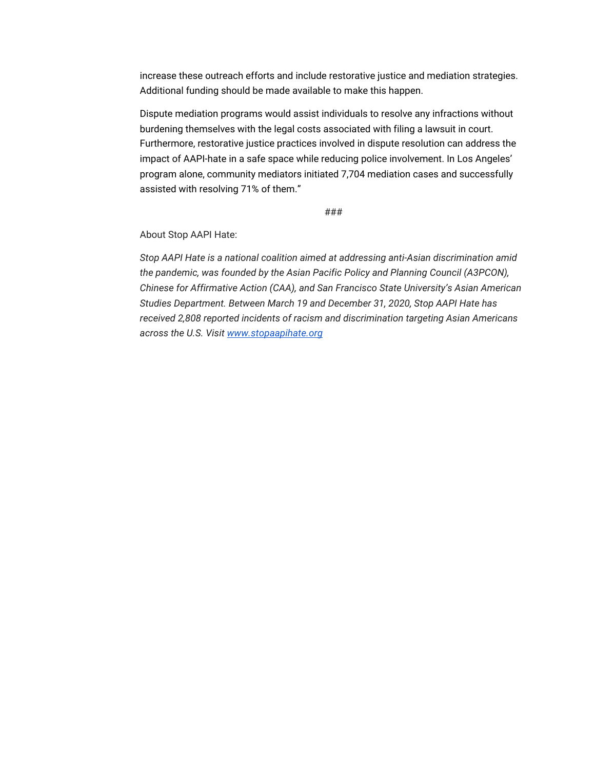increase these outreach efforts and include restorative justice and mediation strategies. Additional funding should be made available to make this happen.

Dispute mediation programs would assist individuals to resolve any infractions without burdening themselves with the legal costs associated with filing a lawsuit in court. Furthermore, restorative justice practices involved in dispute resolution can address the impact of AAPI-hate in a safe space while reducing police involvement. In Los Angeles' program alone, community mediators initiated 7,704 mediation cases and successfully assisted with resolving 71% of them."

###

About Stop AAPI Hate:

*Stop AAPI Hate is a national coalition aimed at addressing anti-Asian discrimination amid the pandemic, was founded by the Asian Pacific Policy and Planning Council (A3PCON), Chinese for Affirmative Action (CAA), and San Francisco State University's Asian American Studies Department. Between March 19 and December 31, 2020, Stop AAPI Hate has received 2,808 reported incidents of racism and discrimination targeting Asian Americans across the U.S. Visit [www.stopaapihate.org](http://www.stopaapihate.org)*